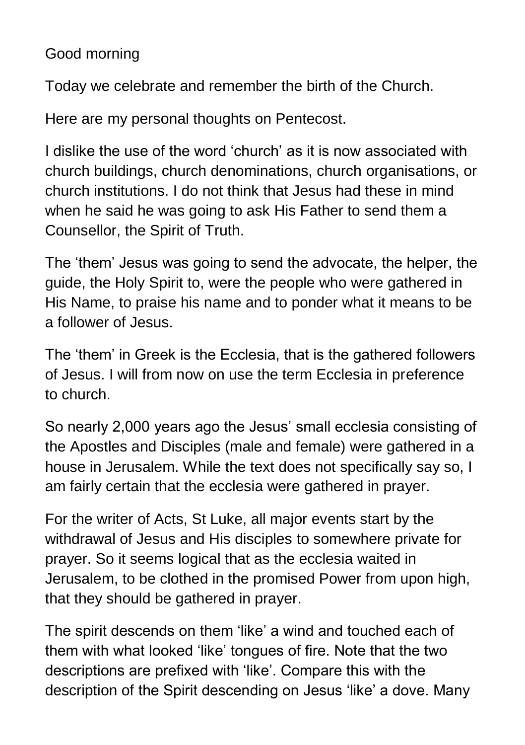Good morning

Today we celebrate and remember the birth of the Church.

Here are my personal thoughts on Pentecost.

I dislike the use of the word 'church' as it is now associated with church buildings, church denominations, church organisations, or church institutions. I do not think that Jesus had these in mind when he said he was going to ask His Father to send them a Counsellor, the Spirit of Truth.

The 'them' Jesus was going to send the advocate, the helper, the guide, the Holy Spirit to, were the people who were gathered in His Name, to praise his name and to ponder what it means to be a follower of Jesus.

The 'them' in Greek is the Ecclesia, that is the gathered followers of Jesus. I will from now on use the term Ecclesia in preference to church.

So nearly 2,000 years ago the Jesus' small ecclesia consisting of the Apostles and Disciples (male and female) were gathered in a house in Jerusalem. While the text does not specifically say so, I am fairly certain that the ecclesia were gathered in prayer.

For the writer of Acts, St Luke, all major events start by the withdrawal of Jesus and His disciples to somewhere private for prayer. So it seems logical that as the ecclesia waited in Jerusalem, to be clothed in the promised Power from upon high, that they should be gathered in prayer.

The spirit descends on them 'like' a wind and touched each of them with what looked 'like' tongues of fire. Note that the two descriptions are prefixed with 'like'. Compare this with the description of the Spirit descending on Jesus 'like' a dove. Many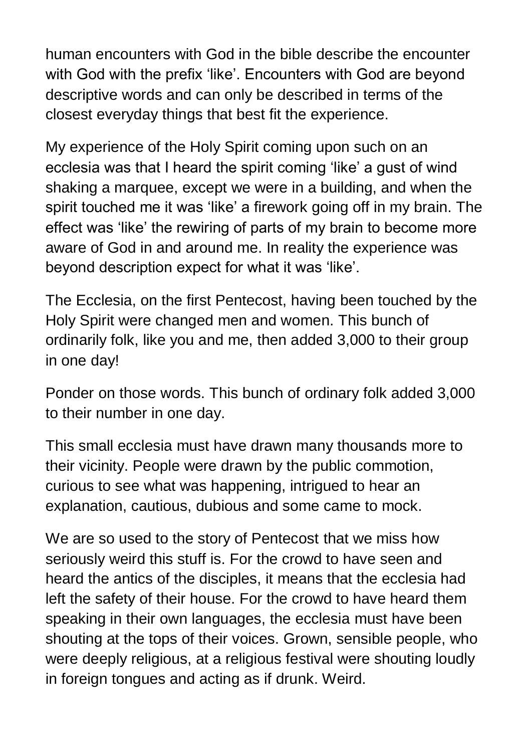human encounters with God in the bible describe the encounter with God with the prefix 'like'. Encounters with God are beyond descriptive words and can only be described in terms of the closest everyday things that best fit the experience.

My experience of the Holy Spirit coming upon such on an ecclesia was that I heard the spirit coming 'like' a gust of wind shaking a marquee, except we were in a building, and when the spirit touched me it was 'like' a firework going off in my brain. The effect was 'like' the rewiring of parts of my brain to become more aware of God in and around me. In reality the experience was beyond description expect for what it was 'like'.

The Ecclesia, on the first Pentecost, having been touched by the Holy Spirit were changed men and women. This bunch of ordinarily folk, like you and me, then added 3,000 to their group in one day!

Ponder on those words. This bunch of ordinary folk added 3,000 to their number in one day.

This small ecclesia must have drawn many thousands more to their vicinity. People were drawn by the public commotion, curious to see what was happening, intrigued to hear an explanation, cautious, dubious and some came to mock.

We are so used to the story of Pentecost that we miss how seriously weird this stuff is. For the crowd to have seen and heard the antics of the disciples, it means that the ecclesia had left the safety of their house. For the crowd to have heard them speaking in their own languages, the ecclesia must have been shouting at the tops of their voices. Grown, sensible people, who were deeply religious, at a religious festival were shouting loudly in foreign tongues and acting as if drunk. Weird.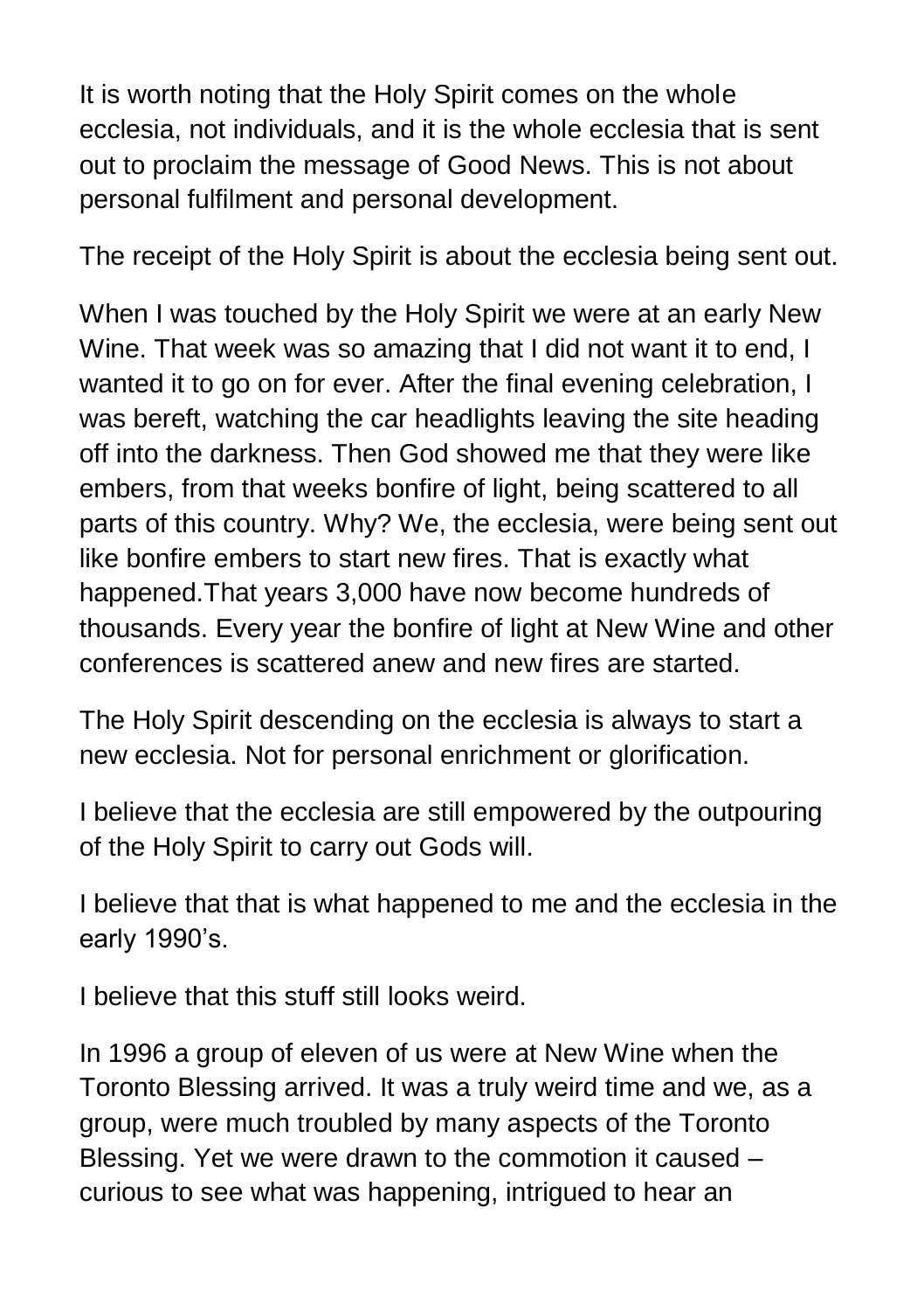It is worth noting that the Holy Spirit comes on the whole ecclesia, not individuals, and it is the whole ecclesia that is sent out to proclaim the message of Good News. This is not about personal fulfilment and personal development.

The receipt of the Holy Spirit is about the ecclesia being sent out.

When I was touched by the Holy Spirit we were at an early New Wine. That week was so amazing that I did not want it to end, I wanted it to go on for ever. After the final evening celebration, I was bereft, watching the car headlights leaving the site heading off into the darkness. Then God showed me that they were like embers, from that weeks bonfire of light, being scattered to all parts of this country. Why? We, the ecclesia, were being sent out like bonfire embers to start new fires. That is exactly what happened.That years 3,000 have now become hundreds of thousands. Every year the bonfire of light at New Wine and other conferences is scattered anew and new fires are started.

The Holy Spirit descending on the ecclesia is always to start a new ecclesia. Not for personal enrichment or glorification.

I believe that the ecclesia are still empowered by the outpouring of the Holy Spirit to carry out Gods will.

I believe that that is what happened to me and the ecclesia in the early 1990's.

I believe that this stuff still looks weird.

In 1996 a group of eleven of us were at New Wine when the Toronto Blessing arrived. It was a truly weird time and we, as a group, were much troubled by many aspects of the Toronto Blessing. Yet we were drawn to the commotion it caused – curious to see what was happening, intrigued to hear an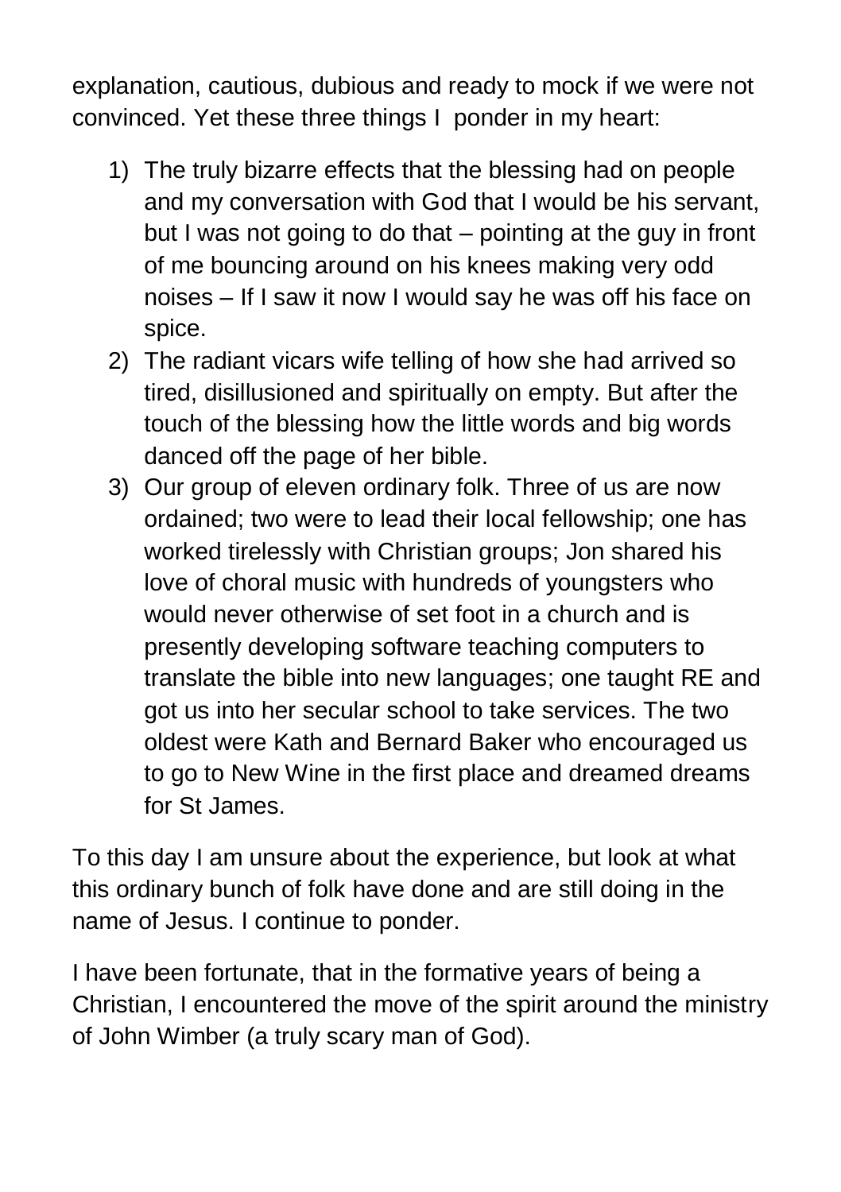explanation, cautious, dubious and ready to mock if we were not convinced. Yet these three things I  ponder in my heart:

1) The truly bizarre effects that the blessing had on people and my conversation with God that I would be his servant, but I was not going to do that – pointing at the guy in front of me bouncing around on his knees making very odd noises – If I saw it now I would say he was off his face on spice.
2) The radiant vicars wife telling of how she had arrived so tired, disillusioned and spiritually on empty. But after the touch of the blessing how the little words and big words danced off the page of her bible.
3) Our group of eleven ordinary folk. Three of us are now ordained; two were to lead their local fellowship; one has worked tirelessly with Christian groups; Jon shared his love of choral music with hundreds of youngsters who would never otherwise of set foot in a church and is presently developing software teaching computers to translate the bible into new languages; one taught RE and got us into her secular school to take services. The two oldest were Kath and Bernard Baker who encouraged us to go to New Wine in the first place and dreamed dreams for St James.

To this day I am unsure about the experience, but look at what this ordinary bunch of folk have done and are still doing in the name of Jesus. I continue to ponder.

I have been fortunate, that in the formative years of being a Christian, I encountered the move of the spirit around the ministry of John Wimber (a truly scary man of God).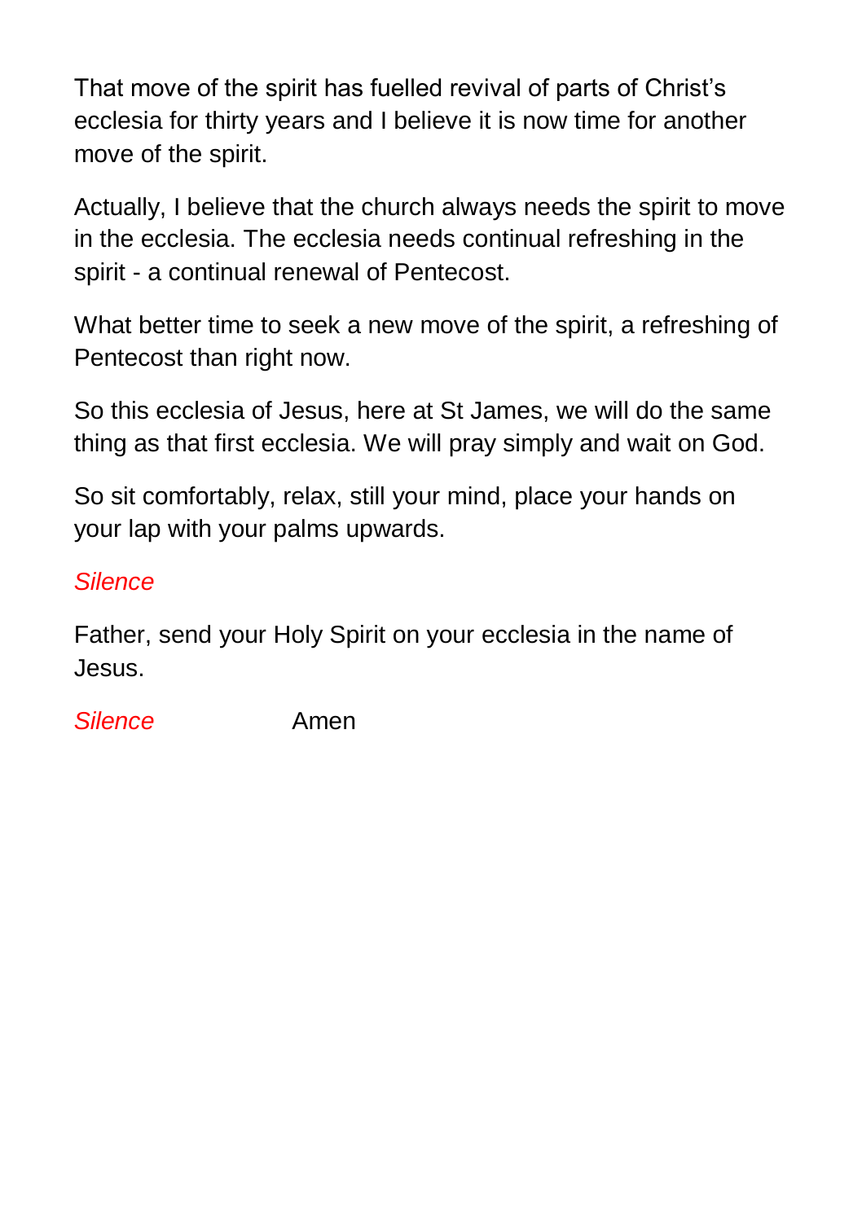That move of the spirit has fuelled revival of parts of Christ's ecclesia for thirty years and I believe it is now time for another move of the spirit.

Actually, I believe that the church always needs the spirit to move in the ecclesia. The ecclesia needs continual refreshing in the spirit - a continual renewal of Pentecost.

What better time to seek a new move of the spirit, a refreshing of Pentecost than right now.

So this ecclesia of Jesus, here at St James, we will do the same thing as that first ecclesia. We will pray simply and wait on God.

So sit comfortably, relax, still your mind, place your hands on your lap with your palms upwards.

*Silence*

Father, send your Holy Spirit on your ecclesia in the name of Jesus.

*Silence* Amen